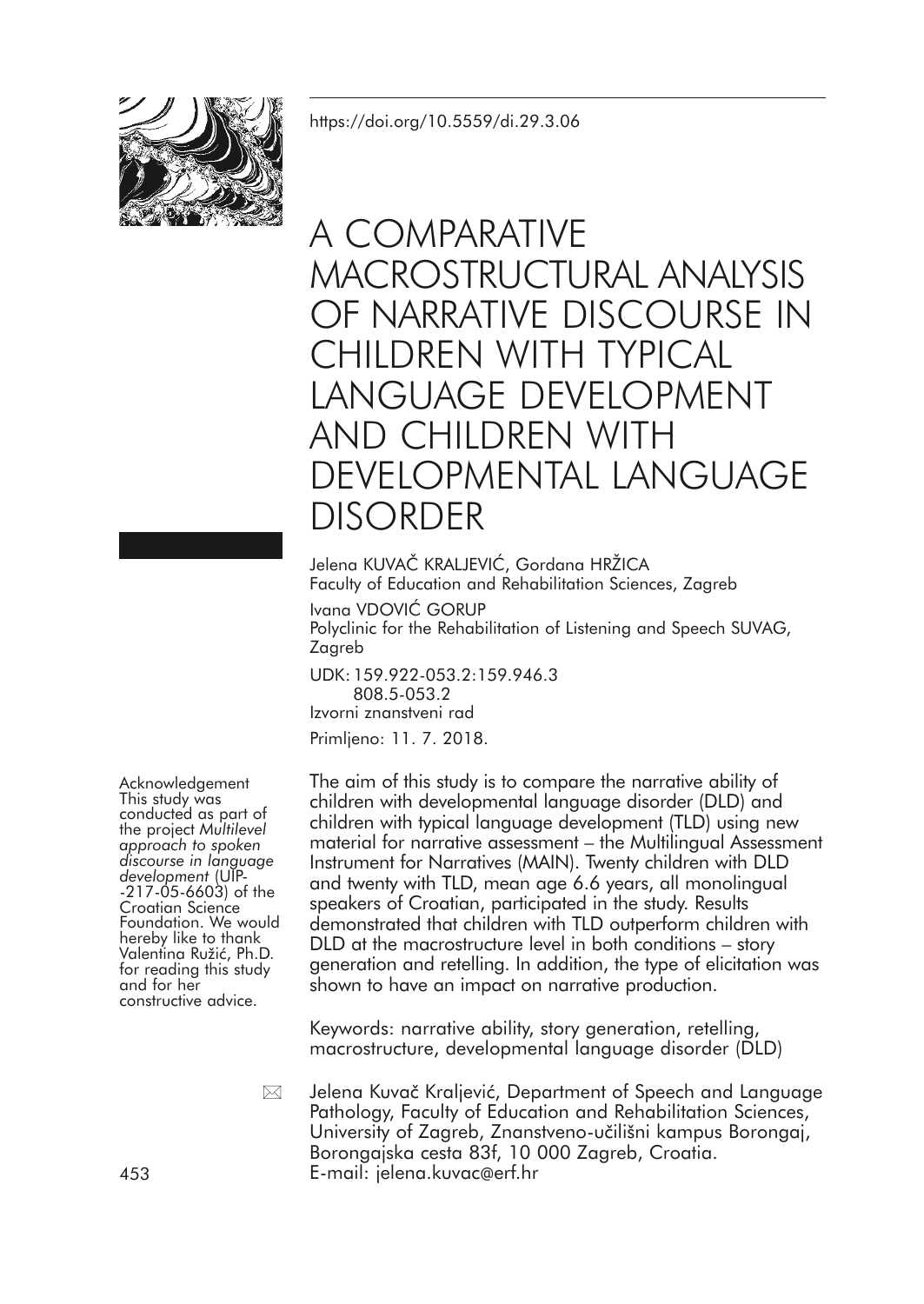https://doi.org/10.5559/di.29.3.06

# A COMPARATIVE MACROSTRUCTURAL ANALYSIS OF NARRATIVE DISCOURSE IN CHILDREN WITH TYPICAL LANGUAGE DEVELOPMENT AND CHILDREN WITH DEVELOPMENTAL LANGUAGE DISORDER

Jelena KUVAČ KRALJEVIĆ, Gordana HRŽICA
Faculty of Education and Rehabilitation Sciences, Zagreb

Ivana VDOVIĆ GORUP
Polyclinic for the Rehabilitation of Listening and Speech SUVAG, Zagreb

UDK: 159.922-053.2:159.946.3
808.5-053.2
Izvorni znanstveni rad

Primljeno: 11. 7. 2018.

Acknowledgement
This study was conducted as part of the project *Multilevel approach to spoken discourse in language development* (UIP-217-05-6603) of the Croatian Science Foundation. We would hereby like to thank Valentina Ružić, Ph.D. for reading this study and for her constructive advice.

The aim of this study is to compare the narrative ability of children with developmental language disorder (DLD) and children with typical language development (TLD) using new material for narrative assessment – the Multilingual Assessment Instrument for Narratives (MAIN). Twenty children with DLD and twenty with TLD, mean age 6.6 years, all monolingual speakers of Croatian, participated in the study. Results demonstrated that children with TLD outperform children with DLD at the macrostructure level in both conditions – story generation and retelling. In addition, the type of elicitation was shown to have an impact on narrative production.

Keywords: narrative ability, story generation, retelling, macrostructure, developmental language disorder (DLD)

Jelena Kuvač Kraljević, Department of Speech and Language Pathology, Faculty of Education and Rehabilitation Sciences, University of Zagreb, Znanstveno-učilišni kampus Borongaj, Borongajska cesta 83f, 10 000 Zagreb, Croatia.
E-mail: jelena.kuvac@erf.hr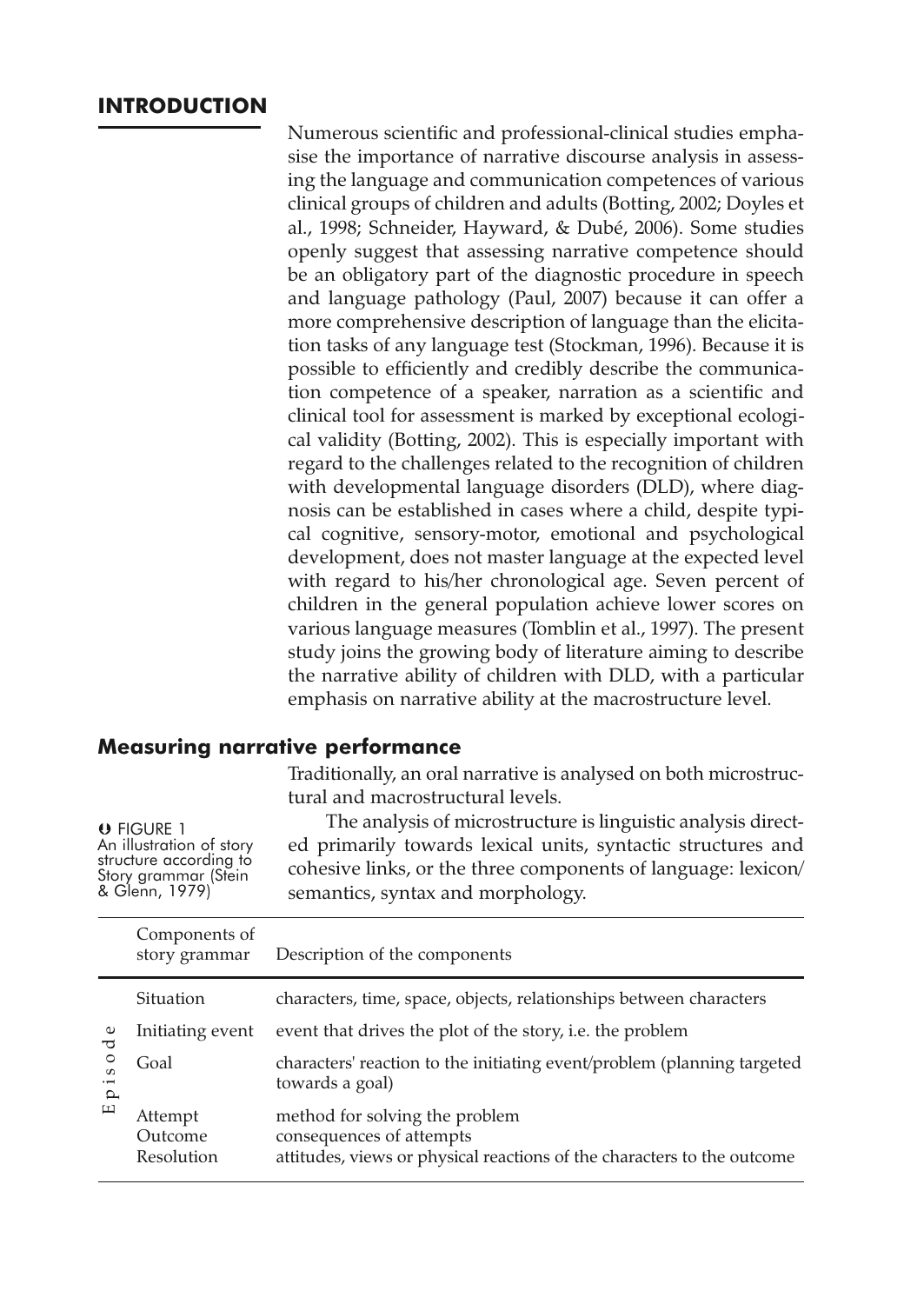## INTRODUCTION

Numerous scientific and professional-clinical studies emphasise the importance of narrative discourse analysis in assessing the language and communication competences of various clinical groups of children and adults (Botting, 2002; Doyles et al., 1998; Schneider, Hayward, & Dubé, 2006). Some studies openly suggest that assessing narrative competence should be an obligatory part of the diagnostic procedure in speech and language pathology (Paul, 2007) because it can offer a more comprehensive description of language than the elicitation tasks of any language test (Stockman, 1996). Because it is possible to efficiently and credibly describe the communication competence of a speaker, narration as a scientific and clinical tool for assessment is marked by exceptional ecological validity (Botting, 2002). This is especially important with regard to the challenges related to the recognition of children with developmental language disorders (DLD), where diagnosis can be established in cases where a child, despite typical cognitive, sensory-motor, emotional and psychological development, does not master language at the expected level with regard to his/her chronological age. Seven percent of children in the general population achieve lower scores on various language measures (Tomblin et al., 1997). The present study joins the growing body of literature aiming to describe the narrative ability of children with DLD, with a particular emphasis on narrative ability at the macrostructure level.

### Measuring narrative performance

Traditionally, an oral narrative is analysed on both microstructural and macrostructural levels.

The analysis of microstructure is linguistic analysis directed primarily towards lexical units, syntactic structures and cohesive links, or the three components of language: lexicon/semantics, syntax and morphology.

FIGURE 1
An illustration of story structure according to Story grammar (Stein & Glenn, 1979)

| | Components of story grammar | Description of the components |
|---|---|---|
| | Situation | characters, time, space, objects, relationships between characters |
| Episode | Initiating event | event that drives the plot of the story, i.e. the problem |
| | Goal | characters' reaction to the initiating event/problem (planning targeted towards a goal) |
| | Attempt | method for solving the problem |
| | Outcome | consequences of attempts |
| | Resolution | attitudes, views or physical reactions of the characters to the outcome |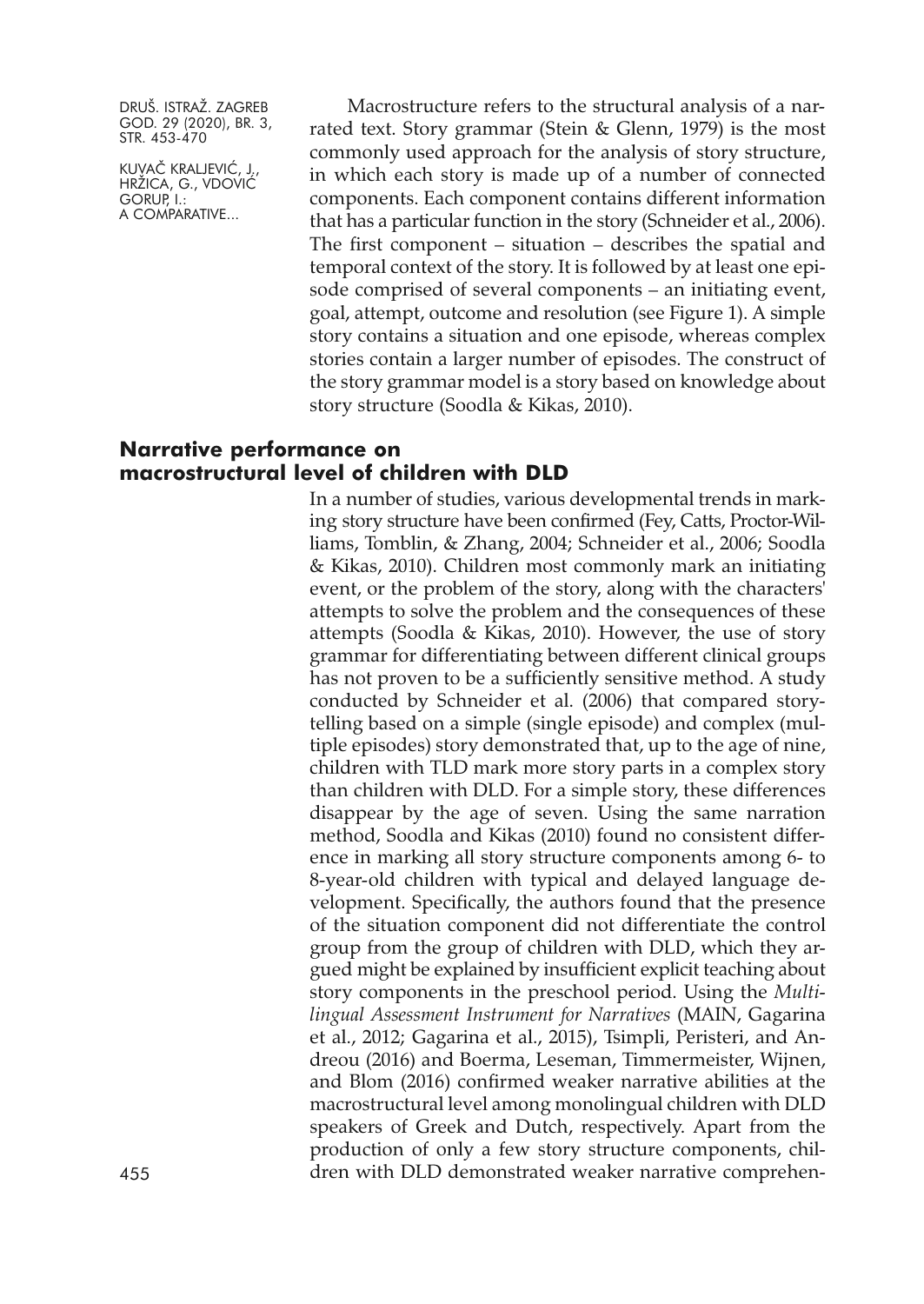Macrostructure refers to the structural analysis of a narrated text. Story grammar (Stein & Glenn, 1979) is the most commonly used approach for the analysis of story structure, in which each story is made up of a number of connected components. Each component contains different information that has a particular function in the story (Schneider et al., 2006). The first component – situation – describes the spatial and temporal context of the story. It is followed by at least one episode comprised of several components – an initiating event, goal, attempt, outcome and resolution (see Figure 1). A simple story contains a situation and one episode, whereas complex stories contain a larger number of episodes. The construct of the story grammar model is a story based on knowledge about story structure (Soodla & Kikas, 2010).

## Narrative performance on macrostructural level of children with DLD

In a number of studies, various developmental trends in marking story structure have been confirmed (Fey, Catts, Proctor-Williams, Tomblin, & Zhang, 2004; Schneider et al., 2006; Soodla & Kikas, 2010). Children most commonly mark an initiating event, or the problem of the story, along with the characters' attempts to solve the problem and the consequences of these attempts (Soodla & Kikas, 2010). However, the use of story grammar for differentiating between different clinical groups has not proven to be a sufficiently sensitive method. A study conducted by Schneider et al. (2006) that compared storytelling based on a simple (single episode) and complex (multiple episodes) story demonstrated that, up to the age of nine, children with TLD mark more story parts in a complex story than children with DLD. For a simple story, these differences disappear by the age of seven. Using the same narration method, Soodla and Kikas (2010) found no consistent difference in marking all story structure components among 6- to 8-year-old children with typical and delayed language development. Specifically, the authors found that the presence of the situation component did not differentiate the control group from the group of children with DLD, which they argued might be explained by insufficient explicit teaching about story components in the preschool period. Using the *Multilingual Assessment Instrument for Narratives* (MAIN, Gagarina et al., 2012; Gagarina et al., 2015), Tsimpli, Peristeri, and Andreou (2016) and Boerma, Leseman, Timmermeister, Wijnen, and Blom (2016) confirmed weaker narrative abilities at the macrostructural level among monolingual children with DLD speakers of Greek and Dutch, respectively. Apart from the production of only a few story structure components, children with DLD demonstrated weaker narrative comprehen-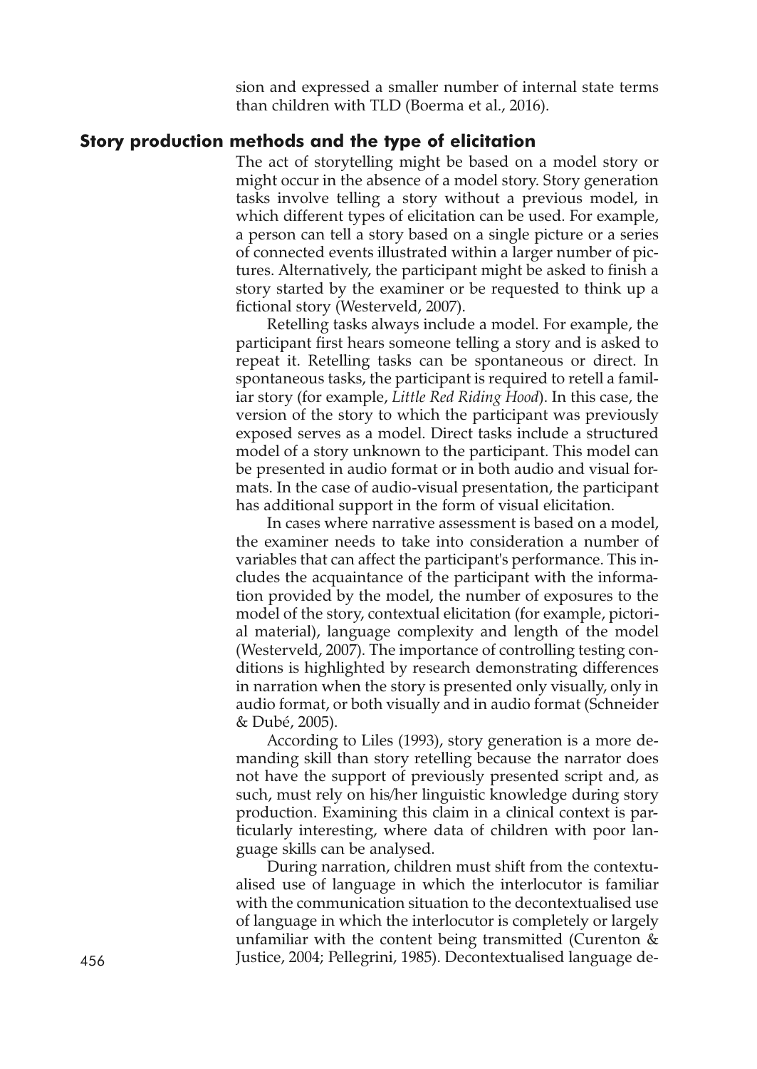sion and expressed a smaller number of internal state terms than children with TLD (Boerma et al., 2016).

## Story production methods and the type of elicitation

The act of storytelling might be based on a model story or might occur in the absence of a model story. Story generation tasks involve telling a story without a previous model, in which different types of elicitation can be used. For example, a person can tell a story based on a single picture or a series of connected events illustrated within a larger number of pictures. Alternatively, the participant might be asked to finish a story started by the examiner or be requested to think up a fictional story (Westerveld, 2007).

Retelling tasks always include a model. For example, the participant first hears someone telling a story and is asked to repeat it. Retelling tasks can be spontaneous or direct. In spontaneous tasks, the participant is required to retell a familiar story (for example, *Little Red Riding Hood*). In this case, the version of the story to which the participant was previously exposed serves as a model. Direct tasks include a structured model of a story unknown to the participant. This model can be presented in audio format or in both audio and visual formats. In the case of audio-visual presentation, the participant has additional support in the form of visual elicitation.

In cases where narrative assessment is based on a model, the examiner needs to take into consideration a number of variables that can affect the participant's performance. This includes the acquaintance of the participant with the information provided by the model, the number of exposures to the model of the story, contextual elicitation (for example, pictorial material), language complexity and length of the model (Westerveld, 2007). The importance of controlling testing conditions is highlighted by research demonstrating differences in narration when the story is presented only visually, only in audio format, or both visually and in audio format (Schneider & Dubé, 2005).

According to Liles (1993), story generation is a more demanding skill than story retelling because the narrator does not have the support of previously presented script and, as such, must rely on his/her linguistic knowledge during story production. Examining this claim in a clinical context is particularly interesting, where data of children with poor language skills can be analysed.

During narration, children must shift from the contextualised use of language in which the interlocutor is familiar with the communication situation to the decontextualised use of language in which the interlocutor is completely or largely unfamiliar with the content being transmitted (Curenton & Justice, 2004; Pellegrini, 1985). Decontextualised language de-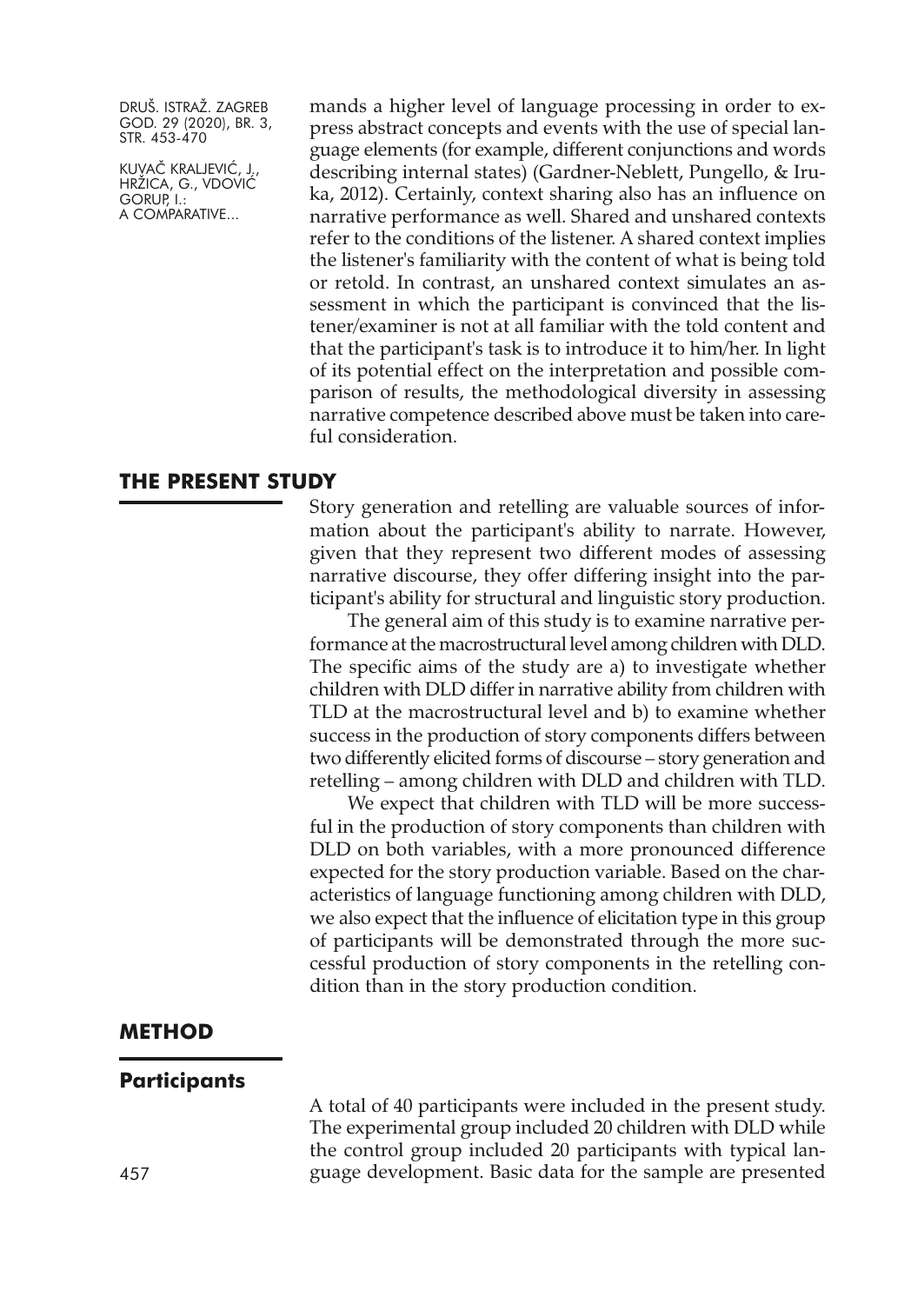mands a higher level of language processing in order to express abstract concepts and events with the use of special language elements (for example, different conjunctions and words describing internal states) (Gardner-Neblett, Pungello, & Iruka, 2012). Certainly, context sharing also has an influence on narrative performance as well. Shared and unshared contexts refer to the conditions of the listener. A shared context implies the listener's familiarity with the content of what is being told or retold. In contrast, an unshared context simulates an assessment in which the participant is convinced that the listener/examiner is not at all familiar with the told content and that the participant's task is to introduce it to him/her. In light of its potential effect on the interpretation and possible comparison of results, the methodological diversity in assessing narrative competence described above must be taken into careful consideration.

## THE PRESENT STUDY

Story generation and retelling are valuable sources of information about the participant's ability to narrate. However, given that they represent two different modes of assessing narrative discourse, they offer differing insight into the participant's ability for structural and linguistic story production.

The general aim of this study is to examine narrative performance at the macrostructural level among children with DLD. The specific aims of the study are a) to investigate whether children with DLD differ in narrative ability from children with TLD at the macrostructural level and b) to examine whether success in the production of story components differs between two differently elicited forms of discourse – story generation and retelling – among children with DLD and children with TLD.

We expect that children with TLD will be more successful in the production of story components than children with DLD on both variables, with a more pronounced difference expected for the story production variable. Based on the characteristics of language functioning among children with DLD, we also expect that the influence of elicitation type in this group of participants will be demonstrated through the more successful production of story components in the retelling condition than in the story production condition.

## METHOD

### Participants

A total of 40 participants were included in the present study. The experimental group included 20 children with DLD while the control group included 20 participants with typical language development. Basic data for the sample are presented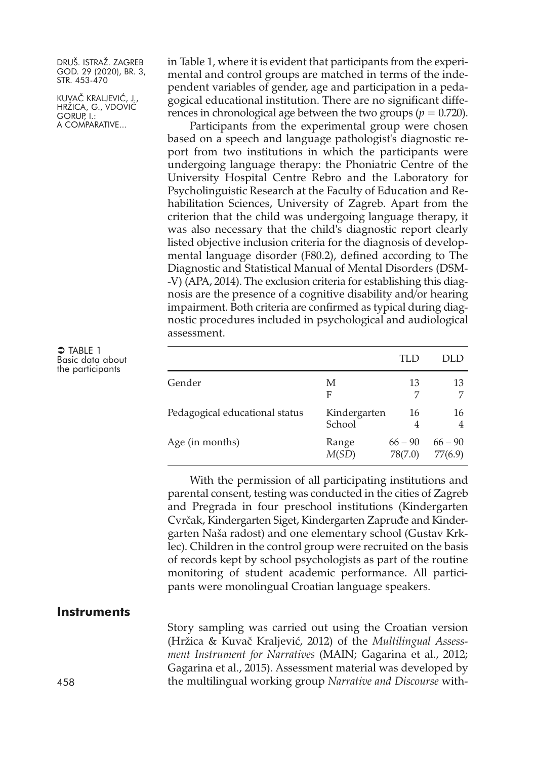in Table 1, where it is evident that participants from the experimental and control groups are matched in terms of the independent variables of gender, age and participation in a pedagogical educational institution. There are no significant differences in chronological age between the two groups ($p = 0.720$).

Participants from the experimental group were chosen based on a speech and language pathologist's diagnostic report from two institutions in which the participants were undergoing language therapy: the Phoniatric Centre of the University Hospital Centre Rebro and the Laboratory for Psycholinguistic Research at the Faculty of Education and Rehabilitation Sciences, University of Zagreb. Apart from the criterion that the child was undergoing language therapy, it was also necessary that the child's diagnostic report clearly listed objective inclusion criteria for the diagnosis of developmental language disorder (F80.2), defined according to The Diagnostic and Statistical Manual of Mental Disorders (DSM-V) (APA, 2014). The exclusion criteria for establishing this diagnosis are the presence of a cognitive disability and/or hearing impairment. Both criteria are confirmed as typical during diagnostic procedures included in psychological and audiological assessment.

TABLE 1 Basic data about the participants

| | | TLD | DLD |
|---|---|---|---|
| Gender | M | 13 | 13 |
| | F | 7 | 7 |
| Pedagogical educational status | Kindergarten | 16 | 16 |
| | School | 4 | 4 |
| Age (in months) | Range | 66 – 90 | 66 – 90 |
| | *M*(*SD*) | 78(7.0) | 77(6.9) |

With the permission of all participating institutions and parental consent, testing was conducted in the cities of Zagreb and Pregrada in four preschool institutions (Kindergarten Cvrčak, Kindergarten Siget, Kindergarten Zapruđe and Kindergarten Naša radost) and one elementary school (Gustav Krklec). Children in the control group were recruited on the basis of records kept by school psychologists as part of the routine monitoring of student academic performance. All participants were monolingual Croatian language speakers.

## Instruments

Story sampling was carried out using the Croatian version (Hržica & Kuvač Kraljević, 2012) of the *Multilingual Assessment Instrument for Narratives* (MAIN; Gagarina et al., 2012; Gagarina et al., 2015). Assessment material was developed by the multilingual working group *Narrative and Discourse* with-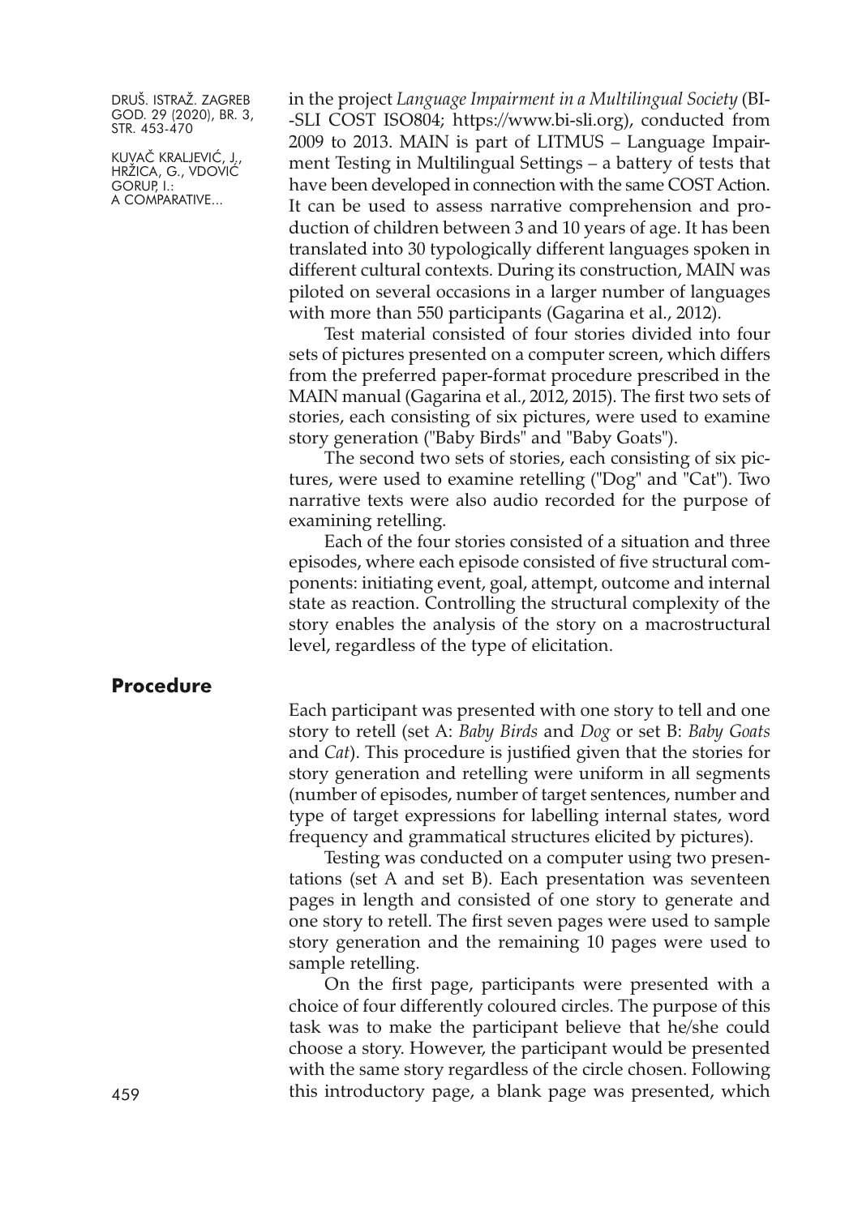in the project *Language Impairment in a Multilingual Society* (BI--SLI COST ISO804; https://www.bi-sli.org), conducted from 2009 to 2013. MAIN is part of LITMUS – Language Impairment Testing in Multilingual Settings – a battery of tests that have been developed in connection with the same COST Action. It can be used to assess narrative comprehension and production of children between 3 and 10 years of age. It has been translated into 30 typologically different languages spoken in different cultural contexts. During its construction, MAIN was piloted on several occasions in a larger number of languages with more than 550 participants (Gagarina et al., 2012).

Test material consisted of four stories divided into four sets of pictures presented on a computer screen, which differs from the preferred paper-format procedure prescribed in the MAIN manual (Gagarina et al., 2012, 2015). The first two sets of stories, each consisting of six pictures, were used to examine story generation ("Baby Birds" and "Baby Goats").

The second two sets of stories, each consisting of six pictures, were used to examine retelling ("Dog" and "Cat"). Two narrative texts were also audio recorded for the purpose of examining retelling.

Each of the four stories consisted of a situation and three episodes, where each episode consisted of five structural components: initiating event, goal, attempt, outcome and internal state as reaction. Controlling the structural complexity of the story enables the analysis of the story on a macrostructural level, regardless of the type of elicitation.

## Procedure

Each participant was presented with one story to tell and one story to retell (set A: *Baby Birds* and *Dog* or set B: *Baby Goats* and *Cat*). This procedure is justified given that the stories for story generation and retelling were uniform in all segments (number of episodes, number of target sentences, number and type of target expressions for labelling internal states, word frequency and grammatical structures elicited by pictures).

Testing was conducted on a computer using two presentations (set A and set B). Each presentation was seventeen pages in length and consisted of one story to generate and one story to retell. The first seven pages were used to sample story generation and the remaining 10 pages were used to sample retelling.

On the first page, participants were presented with a choice of four differently coloured circles. The purpose of this task was to make the participant believe that he/she could choose a story. However, the participant would be presented with the same story regardless of the circle chosen. Following this introductory page, a blank page was presented, which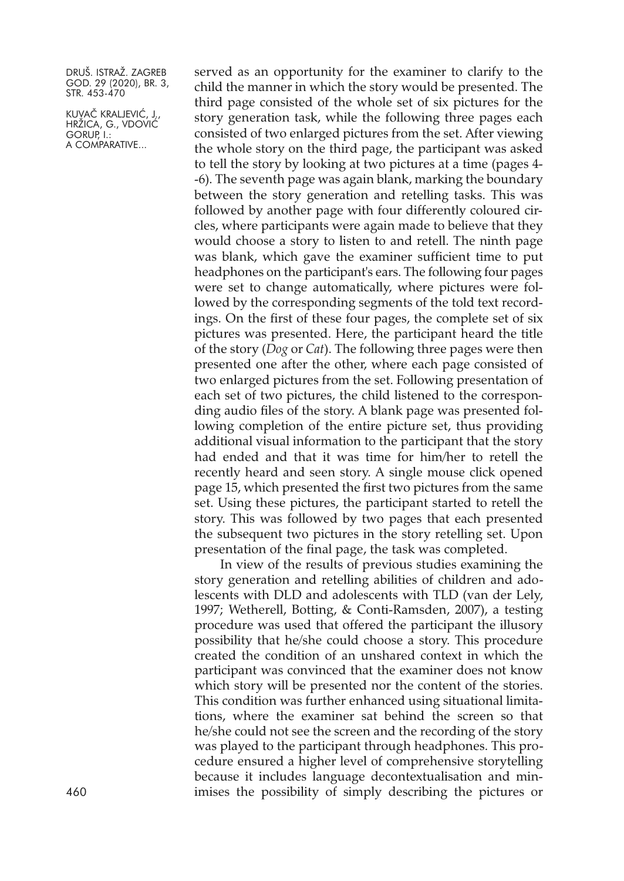served as an opportunity for the examiner to clarify to the child the manner in which the story would be presented. The third page consisted of the whole set of six pictures for the story generation task, while the following three pages each consisted of two enlarged pictures from the set. After viewing the whole story on the third page, the participant was asked to tell the story by looking at two pictures at a time (pages 4-6). The seventh page was again blank, marking the boundary between the story generation and retelling tasks. This was followed by another page with four differently coloured circles, where participants were again made to believe that they would choose a story to listen to and retell. The ninth page was blank, which gave the examiner sufficient time to put headphones on the participant's ears. The following four pages were set to change automatically, where pictures were followed by the corresponding segments of the told text recordings. On the first of these four pages, the complete set of six pictures was presented. Here, the participant heard the title of the story (*Dog* or *Cat*). The following three pages were then presented one after the other, where each page consisted of two enlarged pictures from the set. Following presentation of each set of two pictures, the child listened to the corresponding audio files of the story. A blank page was presented following completion of the entire picture set, thus providing additional visual information to the participant that the story had ended and that it was time for him/her to retell the recently heard and seen story. A single mouse click opened page 15, which presented the first two pictures from the same set. Using these pictures, the participant started to retell the story. This was followed by two pages that each presented the subsequent two pictures in the story retelling set. Upon presentation of the final page, the task was completed.

In view of the results of previous studies examining the story generation and retelling abilities of children and adolescents with DLD and adolescents with TLD (van der Lely, 1997; Wetherell, Botting, & Conti-Ramsden, 2007), a testing procedure was used that offered the participant the illusory possibility that he/she could choose a story. This procedure created the condition of an unshared context in which the participant was convinced that the examiner does not know which story will be presented nor the content of the stories. This condition was further enhanced using situational limitations, where the examiner sat behind the screen so that he/she could not see the screen and the recording of the story was played to the participant through headphones. This procedure ensured a higher level of comprehensive storytelling because it includes language decontextualisation and minimises the possibility of simply describing the pictures or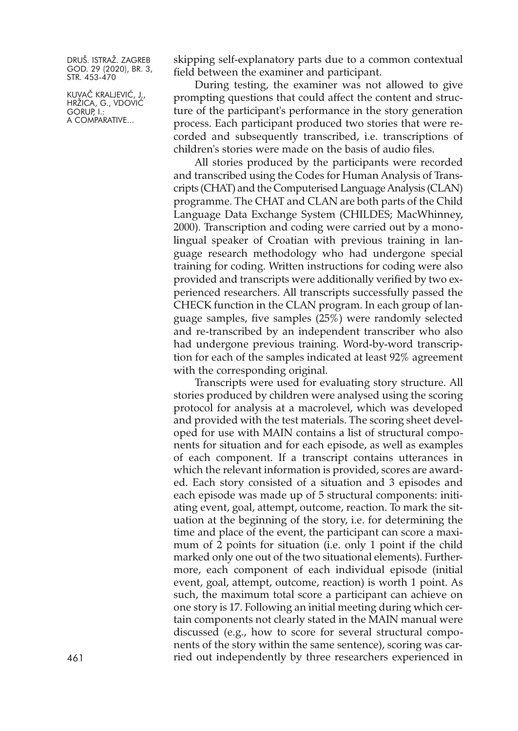skipping self-explanatory parts due to a common contextual field between the examiner and participant.

During testing, the examiner was not allowed to give prompting questions that could affect the content and structure of the participant's performance in the story generation process. Each participant produced two stories that were recorded and subsequently transcribed, i.e. transcriptions of children's stories were made on the basis of audio files.

All stories produced by the participants were recorded and transcribed using the Codes for Human Analysis of Transcripts (CHAT) and the Computerised Language Analysis (CLAN) programme. The CHAT and CLAN are both parts of the Child Language Data Exchange System (CHILDES; MacWhinney, 2000). Transcription and coding were carried out by a monolingual speaker of Croatian with previous training in language research methodology who had undergone special training for coding. Written instructions for coding were also provided and transcripts were additionally verified by two experienced researchers. All transcripts successfully passed the CHECK function in the CLAN program. In each group of language samples, five samples (25%) were randomly selected and re-transcribed by an independent transcriber who also had undergone previous training. Word-by-word transcription for each of the samples indicated at least 92% agreement with the corresponding original.

Transcripts were used for evaluating story structure. All stories produced by children were analysed using the scoring protocol for analysis at a macrolevel, which was developed and provided with the test materials. The scoring sheet developed for use with MAIN contains a list of structural components for situation and for each episode, as well as examples of each component. If a transcript contains utterances in which the relevant information is provided, scores are awarded. Each story consisted of a situation and 3 episodes and each episode was made up of 5 structural components: initiating event, goal, attempt, outcome, reaction. To mark the situation at the beginning of the story, i.e. for determining the time and place of the event, the participant can score a maximum of 2 points for situation (i.e. only 1 point if the child marked only one out of the two situational elements). Furthermore, each component of each individual episode (initial event, goal, attempt, outcome, reaction) is worth 1 point. As such, the maximum total score a participant can achieve on one story is 17. Following an initial meeting during which certain components not clearly stated in the MAIN manual were discussed (e.g., how to score for several structural components of the story within the same sentence), scoring was carried out independently by three researchers experienced in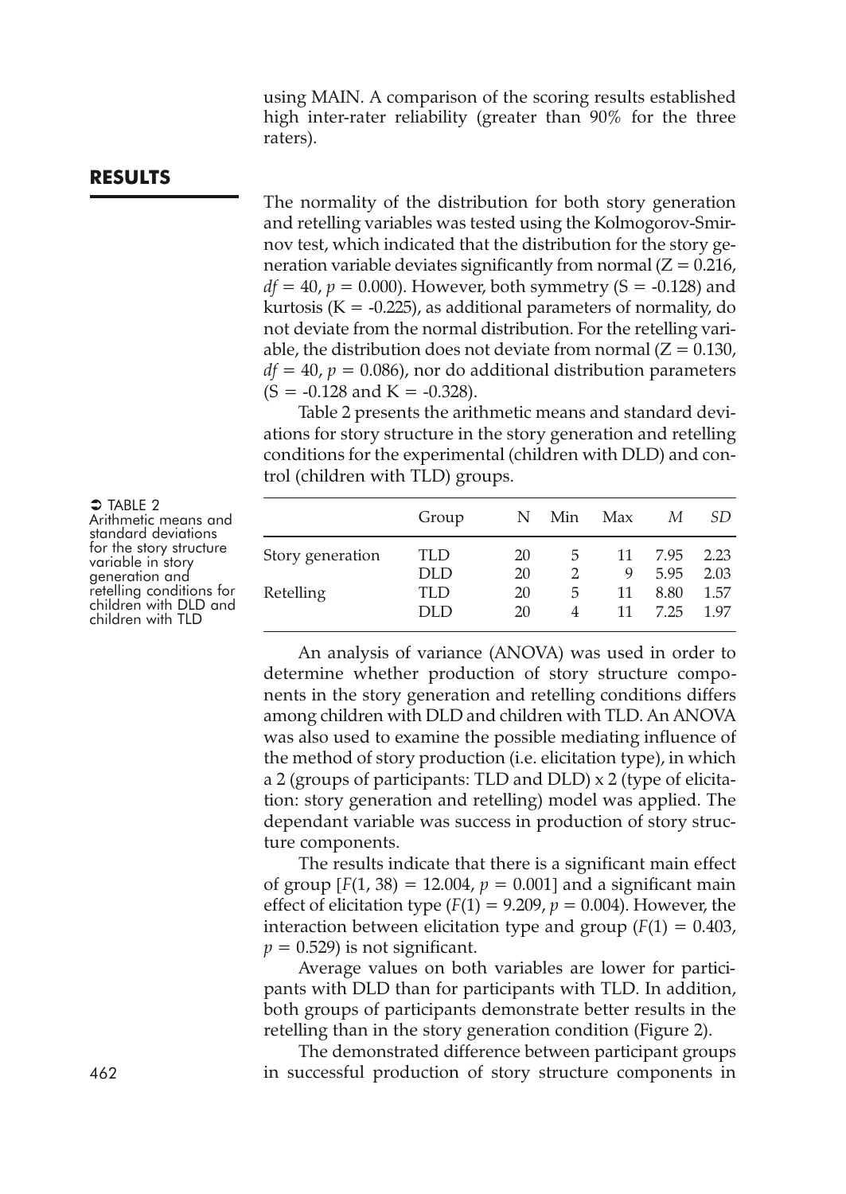using MAIN. A comparison of the scoring results established high inter-rater reliability (greater than 90% for the three raters).

## RESULTS

The normality of the distribution for both story generation and retelling variables was tested using the Kolmogorov-Smirnov test, which indicated that the distribution for the story generation variable deviates significantly from normal ($Z = 0.216$, $df = 40$, $p = 0.000$). However, both symmetry ($S = -0.128$) and kurtosis ($K = -0.225$), as additional parameters of normality, do not deviate from the normal distribution. For the retelling variable, the distribution does not deviate from normal ($Z = 0.130$, $df = 40$, $p = 0.086$), nor do additional distribution parameters ($S = -0.128$ and $K = -0.328$).

Table 2 presents the arithmetic means and standard deviations for story structure in the story generation and retelling conditions for the experimental (children with DLD) and control (children with TLD) groups.

TABLE 2
Arithmetic means and standard deviations for the story structure variable in story generation and retelling conditions for children with DLD and children with TLD

| | Group | N | Min | Max | *M* | *SD* |
|---|---|---|---|---|---|---|
| Story generation | TLD | 20 | 5 | 11 | 7.95 | 2.23 |
| | DLD | 20 | 2 | 9 | 5.95 | 2.03 |
| Retelling | TLD | 20 | 5 | 11 | 8.80 | 1.57 |
| | DLD | 20 | 4 | 11 | 7.25 | 1.97 |

An analysis of variance (ANOVA) was used in order to determine whether production of story structure components in the story generation and retelling conditions differs among children with DLD and children with TLD. An ANOVA was also used to examine the possible mediating influence of the method of story production (i.e. elicitation type), in which a 2 (groups of participants: TLD and DLD) x 2 (type of elicitation: story generation and retelling) model was applied. The dependant variable was success in production of story structure components.

The results indicate that there is a significant main effect of group [$F(1, 38) = 12.004$, $p = 0.001$] and a significant main effect of elicitation type ($F(1) = 9.209$, $p = 0.004$). However, the interaction between elicitation type and group ($F(1) = 0.403$, $p = 0.529$) is not significant.

Average values on both variables are lower for participants with DLD than for participants with TLD. In addition, both groups of participants demonstrate better results in the retelling than in the story generation condition (Figure 2).

The demonstrated difference between participant groups in successful production of story structure components in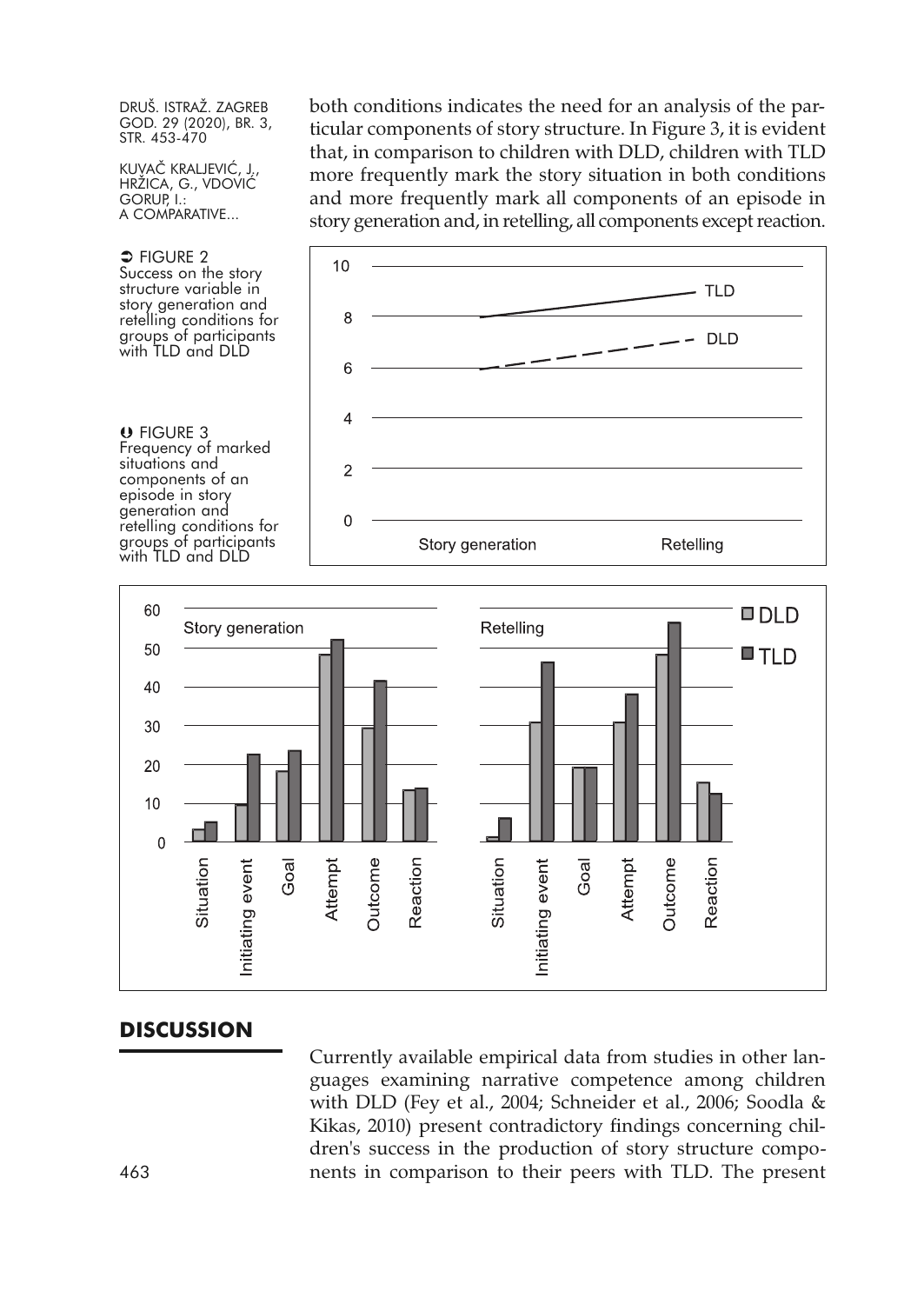both conditions indicates the need for an analysis of the particular components of story structure. In Figure 3, it is evident that, in comparison to children with DLD, children with TLD more frequently mark the story situation in both conditions and more frequently mark all components of an episode in story generation and, in retelling, all components except reaction.

➲ FIGURE 2
Success on the story structure variable in story generation and retelling conditions for groups of participants with TLD and DLD

➲ FIGURE 3
Frequency of marked situations and components of an episode in story generation and retelling conditions for groups of participants with TLD and DLD

## DISCUSSION

Currently available empirical data from studies in other languages examining narrative competence among children with DLD (Fey et al., 2004; Schneider et al., 2006; Soodla & Kikas, 2010) present contradictory findings concerning children's success in the production of story structure components in comparison to their peers with TLD. The present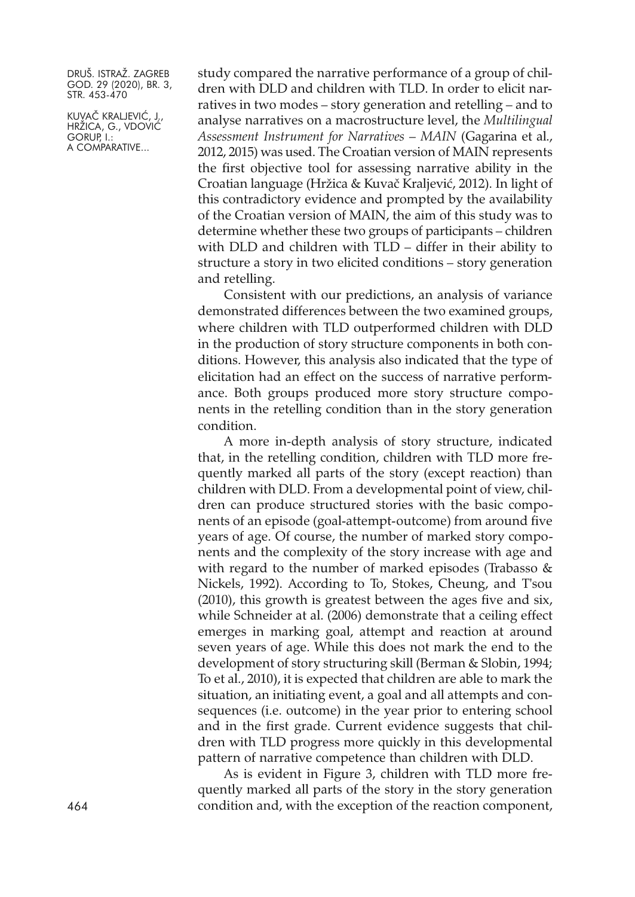study compared the narrative performance of a group of children with DLD and children with TLD. In order to elicit narratives in two modes – story generation and retelling – and to analyse narratives on a macrostructure level, the *Multilingual Assessment Instrument for Narratives – MAIN* (Gagarina et al., 2012, 2015) was used. The Croatian version of MAIN represents the first objective tool for assessing narrative ability in the Croatian language (Hržica & Kuvač Kraljević, 2012). In light of this contradictory evidence and prompted by the availability of the Croatian version of MAIN, the aim of this study was to determine whether these two groups of participants – children with DLD and children with TLD – differ in their ability to structure a story in two elicited conditions – story generation and retelling.

Consistent with our predictions, an analysis of variance demonstrated differences between the two examined groups, where children with TLD outperformed children with DLD in the production of story structure components in both conditions. However, this analysis also indicated that the type of elicitation had an effect on the success of narrative performance. Both groups produced more story structure components in the retelling condition than in the story generation condition.

A more in-depth analysis of story structure, indicated that, in the retelling condition, children with TLD more frequently marked all parts of the story (except reaction) than children with DLD. From a developmental point of view, children can produce structured stories with the basic components of an episode (goal-attempt-outcome) from around five years of age. Of course, the number of marked story components and the complexity of the story increase with age and with regard to the number of marked episodes (Trabasso & Nickels, 1992). According to To, Stokes, Cheung, and T'sou (2010), this growth is greatest between the ages five and six, while Schneider at al. (2006) demonstrate that a ceiling effect emerges in marking goal, attempt and reaction at around seven years of age. While this does not mark the end to the development of story structuring skill (Berman & Slobin, 1994; To et al., 2010), it is expected that children are able to mark the situation, an initiating event, a goal and all attempts and consequences (i.e. outcome) in the year prior to entering school and in the first grade. Current evidence suggests that children with TLD progress more quickly in this developmental pattern of narrative competence than children with DLD.

As is evident in Figure 3, children with TLD more frequently marked all parts of the story in the story generation condition and, with the exception of the reaction component,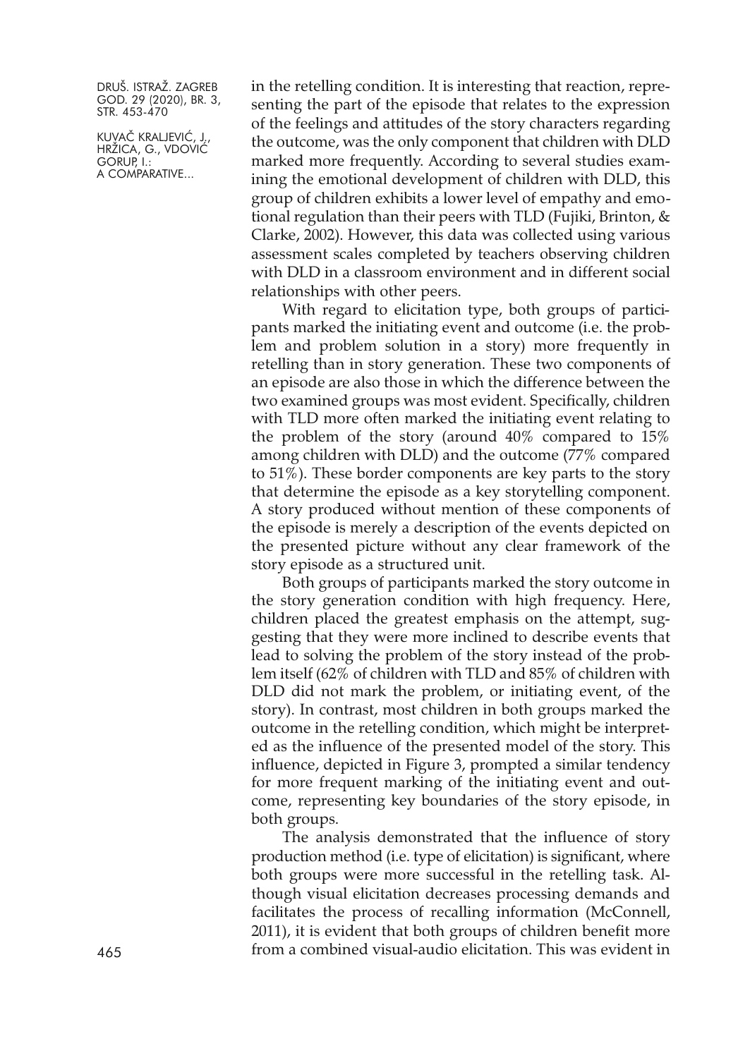in the retelling condition. It is interesting that reaction, representing the part of the episode that relates to the expression of the feelings and attitudes of the story characters regarding the outcome, was the only component that children with DLD marked more frequently. According to several studies examining the emotional development of children with DLD, this group of children exhibits a lower level of empathy and emotional regulation than their peers with TLD (Fujiki, Brinton, & Clarke, 2002). However, this data was collected using various assessment scales completed by teachers observing children with DLD in a classroom environment and in different social relationships with other peers.

With regard to elicitation type, both groups of participants marked the initiating event and outcome (i.e. the problem and problem solution in a story) more frequently in retelling than in story generation. These two components of an episode are also those in which the difference between the two examined groups was most evident. Specifically, children with TLD more often marked the initiating event relating to the problem of the story (around 40% compared to 15% among children with DLD) and the outcome (77% compared to 51%). These border components are key parts to the story that determine the episode as a key storytelling component. A story produced without mention of these components of the episode is merely a description of the events depicted on the presented picture without any clear framework of the story episode as a structured unit.

Both groups of participants marked the story outcome in the story generation condition with high frequency. Here, children placed the greatest emphasis on the attempt, suggesting that they were more inclined to describe events that lead to solving the problem of the story instead of the problem itself (62% of children with TLD and 85% of children with DLD did not mark the problem, or initiating event, of the story). In contrast, most children in both groups marked the outcome in the retelling condition, which might be interpreted as the influence of the presented model of the story. This influence, depicted in Figure 3, prompted a similar tendency for more frequent marking of the initiating event and outcome, representing key boundaries of the story episode, in both groups.

The analysis demonstrated that the influence of story production method (i.e. type of elicitation) is significant, where both groups were more successful in the retelling task. Although visual elicitation decreases processing demands and facilitates the process of recalling information (McConnell, 2011), it is evident that both groups of children benefit more from a combined visual-audio elicitation. This was evident in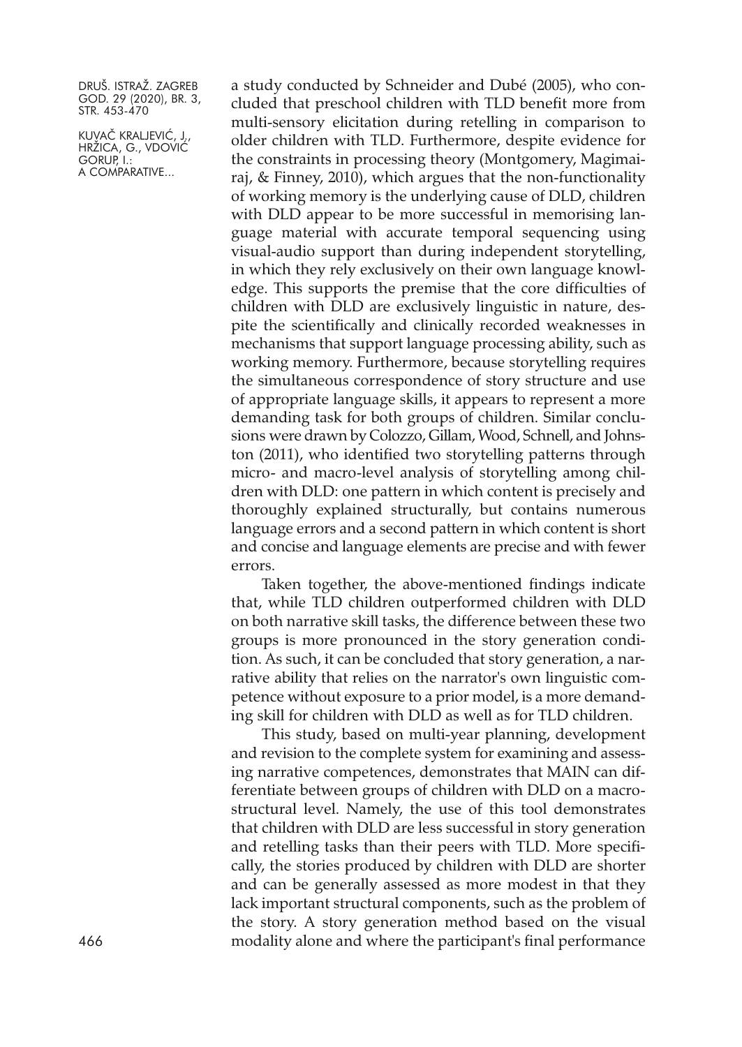a study conducted by Schneider and Dubé (2005), who concluded that preschool children with TLD benefit more from multi-sensory elicitation during retelling in comparison to older children with TLD. Furthermore, despite evidence for the constraints in processing theory (Montgomery, Magimairaj, & Finney, 2010), which argues that the non-functionality of working memory is the underlying cause of DLD, children with DLD appear to be more successful in memorising language material with accurate temporal sequencing using visual-audio support than during independent storytelling, in which they rely exclusively on their own language knowledge. This supports the premise that the core difficulties of children with DLD are exclusively linguistic in nature, despite the scientifically and clinically recorded weaknesses in mechanisms that support language processing ability, such as working memory. Furthermore, because storytelling requires the simultaneous correspondence of story structure and use of appropriate language skills, it appears to represent a more demanding task for both groups of children. Similar conclusions were drawn by Colozzo, Gillam, Wood, Schnell, and Johnston (2011), who identified two storytelling patterns through micro- and macro-level analysis of storytelling among children with DLD: one pattern in which content is precisely and thoroughly explained structurally, but contains numerous language errors and a second pattern in which content is short and concise and language elements are precise and with fewer errors.

Taken together, the above-mentioned findings indicate that, while TLD children outperformed children with DLD on both narrative skill tasks, the difference between these two groups is more pronounced in the story generation condition. As such, it can be concluded that story generation, a narrative ability that relies on the narrator's own linguistic competence without exposure to a prior model, is a more demanding skill for children with DLD as well as for TLD children.

This study, based on multi-year planning, development and revision to the complete system for examining and assessing narrative competences, demonstrates that MAIN can differentiate between groups of children with DLD on a macrostructural level. Namely, the use of this tool demonstrates that children with DLD are less successful in story generation and retelling tasks than their peers with TLD. More specifically, the stories produced by children with DLD are shorter and can be generally assessed as more modest in that they lack important structural components, such as the problem of the story. A story generation method based on the visual modality alone and where the participant's final performance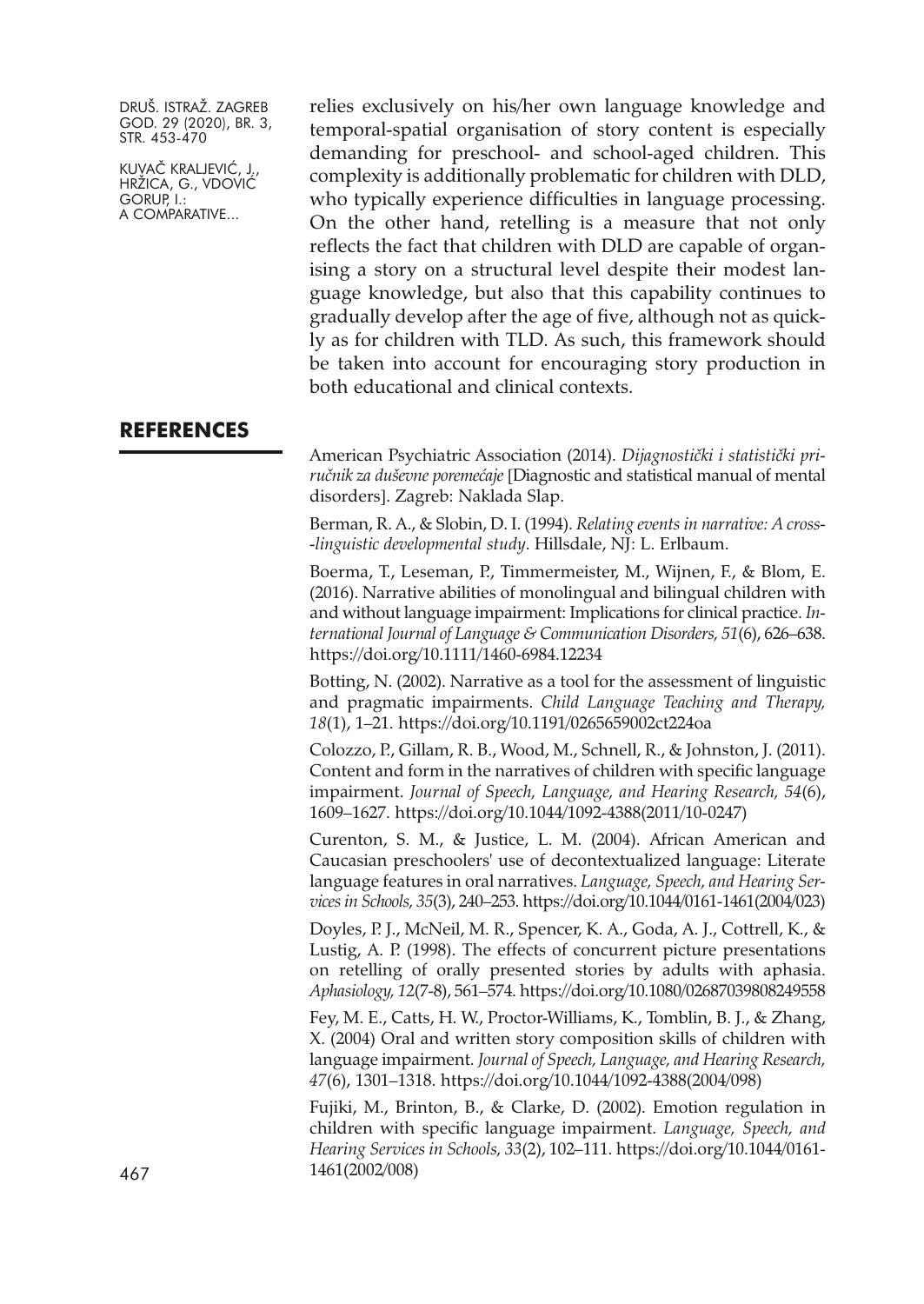relies exclusively on his/her own language knowledge and temporal-spatial organisation of story content is especially demanding for preschool- and school-aged children. This complexity is additionally problematic for children with DLD, who typically experience difficulties in language processing. On the other hand, retelling is a measure that not only reflects the fact that children with DLD are capable of organising a story on a structural level despite their modest language knowledge, but also that this capability continues to gradually develop after the age of five, although not as quickly as for children with TLD. As such, this framework should be taken into account for encouraging story production in both educational and clinical contexts.

## REFERENCES

American Psychiatric Association (2014). *Dijagnostički i statistički priručnik za duševne poremećaje* [Diagnostic and statistical manual of mental disorders]. Zagreb: Naklada Slap.

Berman, R. A., & Slobin, D. I. (1994). *Relating events in narrative: A cross-linguistic developmental study*. Hillsdale, NJ: L. Erlbaum.

Boerma, T., Leseman, P., Timmermeister, M., Wijnen, F., & Blom, E. (2016). Narrative abilities of monolingual and bilingual children with and without language impairment: Implications for clinical practice. *International Journal of Language & Communication Disorders, 51*(6), 626–638. https://doi.org/10.1111/1460-6984.12234

Botting, N. (2002). Narrative as a tool for the assessment of linguistic and pragmatic impairments. *Child Language Teaching and Therapy, 18*(1), 1–21. https://doi.org/10.1191/0265659002ct224oa

Colozzo, P., Gillam, R. B., Wood, M., Schnell, R., & Johnston, J. (2011). Content and form in the narratives of children with specific language impairment. *Journal of Speech, Language, and Hearing Research, 54*(6), 1609–1627. https://doi.org/10.1044/1092-4388(2011/10-0247)

Curenton, S. M., & Justice, L. M. (2004). African American and Caucasian preschoolers' use of decontextualized language: Literate language features in oral narratives. *Language, Speech, and Hearing Services in Schools, 35*(3), 240–253. https://doi.org/10.1044/0161-1461(2004/023)

Doyles, P. J., McNeil, M. R., Spencer, K. A., Goda, A. J., Cottrell, K., & Lustig, A. P. (1998). The effects of concurrent picture presentations on retelling of orally presented stories by adults with aphasia. *Aphasiology, 12*(7-8), 561–574. https://doi.org/10.1080/02687039808249558

Fey, M. E., Catts, H. W., Proctor-Williams, K., Tomblin, B. J., & Zhang, X. (2004) Oral and written story composition skills of children with language impairment. *Journal of Speech, Language, and Hearing Research, 47*(6), 1301–1318. https://doi.org/10.1044/1092-4388(2004/098)

Fujiki, M., Brinton, B., & Clarke, D. (2002). Emotion regulation in children with specific language impairment. *Language, Speech, and Hearing Services in Schools, 33*(2), 102–111. https://doi.org/10.1044/0161-1461(2002/008)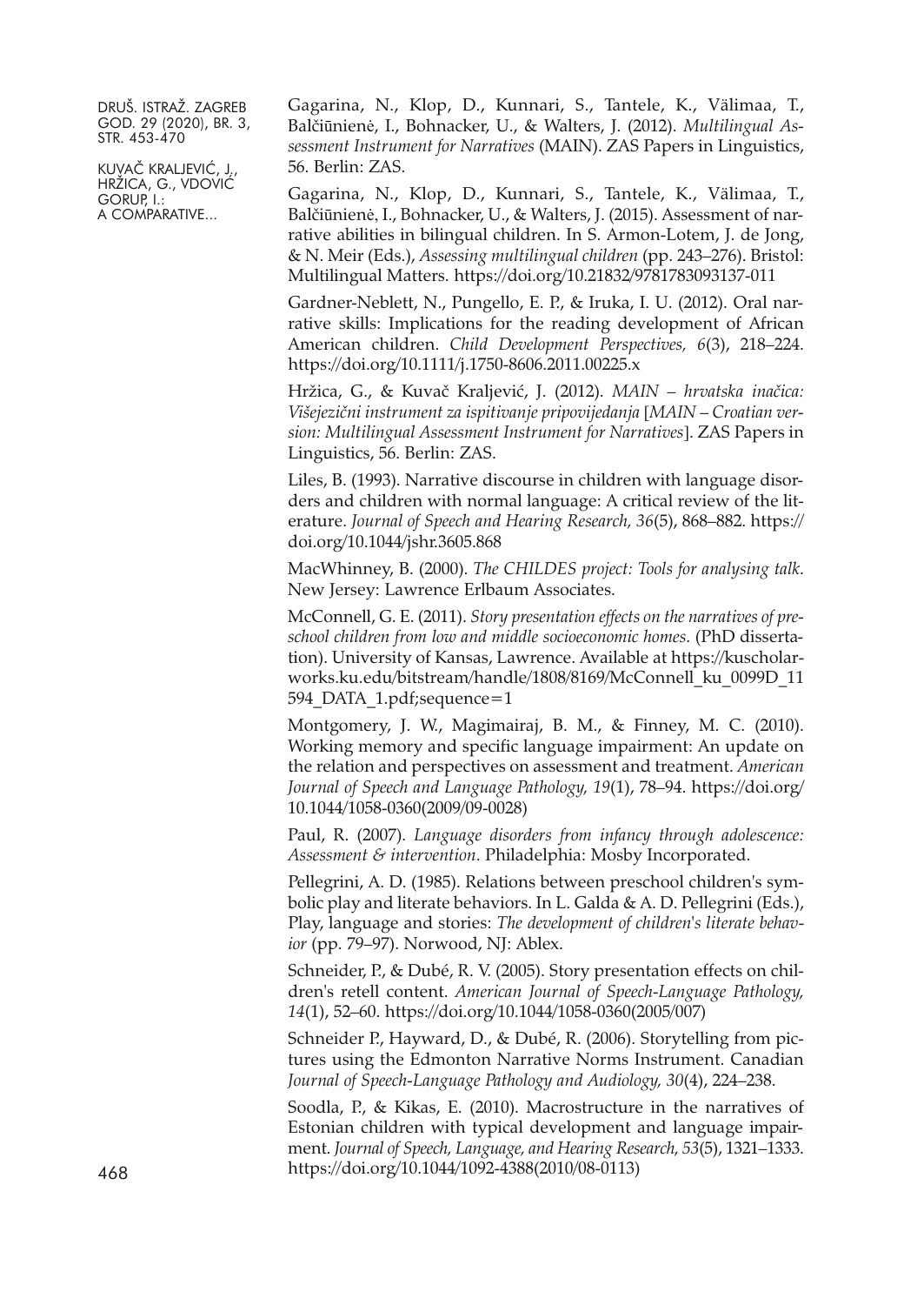Gagarina, N., Klop, D., Kunnari, S., Tantele, K., Välimaa, T., Balčiūnienė, I., Bohnacker, U., & Walters, J. (2012). *Multilingual Assessment Instrument for Narratives* (MAIN). ZAS Papers in Linguistics, 56. Berlin: ZAS.

Gagarina, N., Klop, D., Kunnari, S., Tantele, K., Välimaa, T., Balčiūnienė, I., Bohnacker, U., & Walters, J. (2015). Assessment of narrative abilities in bilingual children. In S. Armon-Lotem, J. de Jong, & N. Meir (Eds.), *Assessing multilingual children* (pp. 243–276). Bristol: Multilingual Matters. https://doi.org/10.21832/9781783093137-011

Gardner-Neblett, N., Pungello, E. P., & Iruka, I. U. (2012). Oral narrative skills: Implications for the reading development of African American children. *Child Development Perspectives, 6*(3), 218–224. https://doi.org/10.1111/j.1750-8606.2011.00225.x

Hržica, G., & Kuvač Kraljević, J. (2012). *MAIN – hrvatska inačica: Višejezični instrument za ispitivanje pripovijedanja* [*MAIN – Croatian version: Multilingual Assessment Instrument for Narratives*]. ZAS Papers in Linguistics, 56. Berlin: ZAS.

Liles, B. (1993). Narrative discourse in children with language disorders and children with normal language: A critical review of the literature. *Journal of Speech and Hearing Research, 36*(5), 868–882. https://doi.org/10.1044/jshr.3605.868

MacWhinney, B. (2000). *The CHILDES project: Tools for analysing talk*. New Jersey: Lawrence Erlbaum Associates.

McConnell, G. E. (2011). *Story presentation effects on the narratives of preschool children from low and middle socioeconomic homes*. (PhD dissertation). University of Kansas, Lawrence. Available at https://kuscholarworks.ku.edu/bitstream/handle/1808/8169/McConnell_ku_0099D_11594_DATA_1.pdf;sequence=1

Montgomery, J. W., Magimairaj, B. M., & Finney, M. C. (2010). Working memory and specific language impairment: An update on the relation and perspectives on assessment and treatment. *American Journal of Speech and Language Pathology, 19*(1), 78–94. https://doi.org/10.1044/1058-0360(2009/09-0028)

Paul, R. (2007). *Language disorders from infancy through adolescence: Assessment & intervention*. Philadelphia: Mosby Incorporated.

Pellegrini, A. D. (1985). Relations between preschool children's symbolic play and literate behaviors. In L. Galda & A. D. Pellegrini (Eds.), Play, language and stories: *The development of children's literate behavior* (pp. 79–97). Norwood, NJ: Ablex.

Schneider, P., & Dubé, R. V. (2005). Story presentation effects on children's retell content. *American Journal of Speech-Language Pathology, 14*(1), 52–60. https://doi.org/10.1044/1058-0360(2005/007)

Schneider P., Hayward, D., & Dubé, R. (2006). Storytelling from pictures using the Edmonton Narrative Norms Instrument. Canadian *Journal of Speech-Language Pathology and Audiology, 30*(4), 224–238.

Soodla, P., & Kikas, E. (2010). Macrostructure in the narratives of Estonian children with typical development and language impairment. *Journal of Speech, Language, and Hearing Research, 53*(5), 1321–1333. https://doi.org/10.1044/1092-4388(2010/08-0113)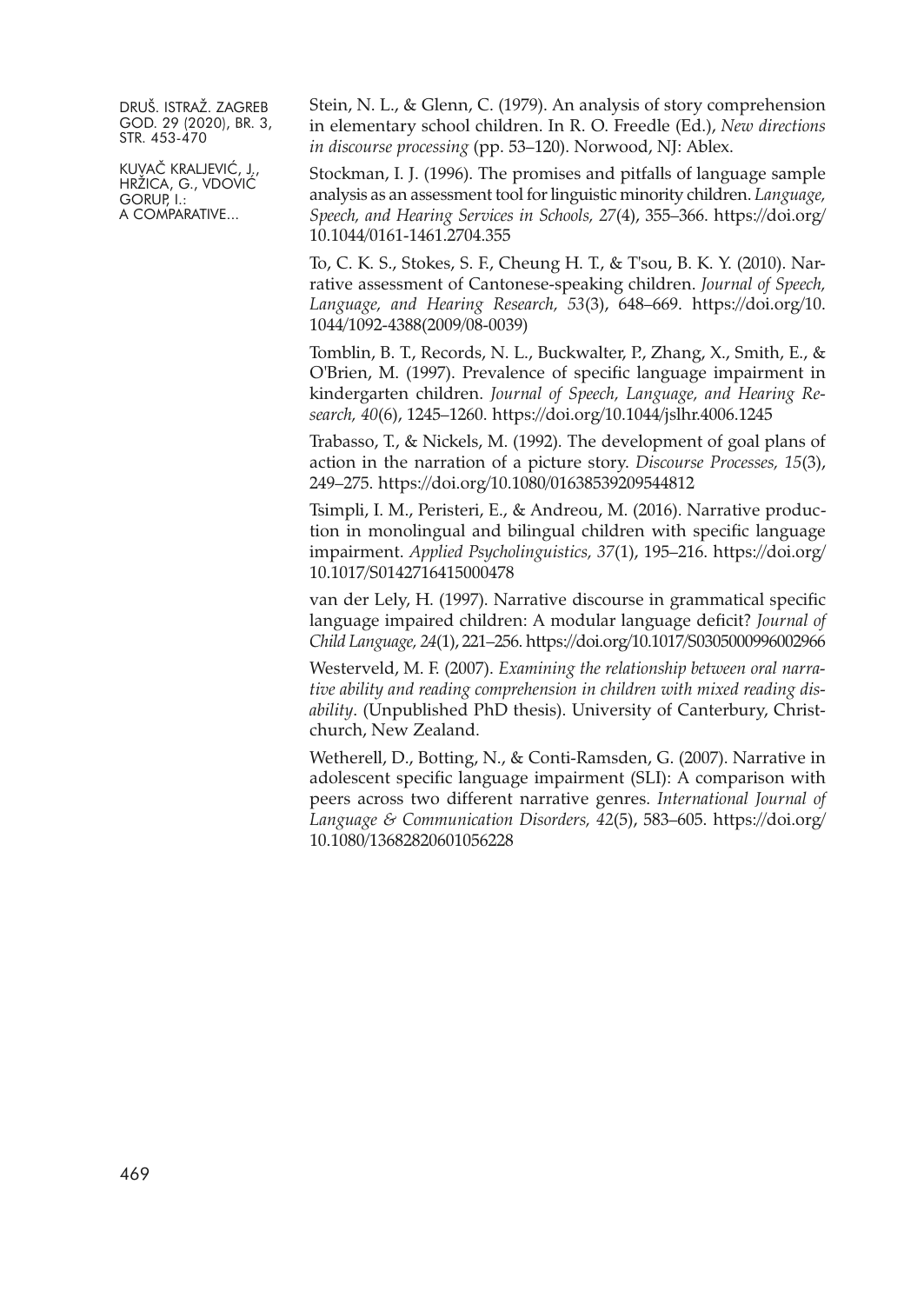Stein, N. L., & Glenn, C. (1979). An analysis of story comprehension in elementary school children. In R. O. Freedle (Ed.), *New directions in discourse processing* (pp. 53–120). Norwood, NJ: Ablex.

Stockman, I. J. (1996). The promises and pitfalls of language sample analysis as an assessment tool for linguistic minority children. *Language, Speech, and Hearing Services in Schools, 27*(4), 355–366. https://doi.org/10.1044/0161-1461.2704.355

To, C. K. S., Stokes, S. F., Cheung H. T., & T'sou, B. K. Y. (2010). Narrative assessment of Cantonese-speaking children. *Journal of Speech, Language, and Hearing Research, 53*(3), 648–669. https://doi.org/10.1044/1092-4388(2009/08-0039)

Tomblin, B. T., Records, N. L., Buckwalter, P., Zhang, X., Smith, E., & O'Brien, M. (1997). Prevalence of specific language impairment in kindergarten children. *Journal of Speech, Language, and Hearing Research, 40*(6), 1245–1260. https://doi.org/10.1044/jslhr.4006.1245

Trabasso, T., & Nickels, M. (1992). The development of goal plans of action in the narration of a picture story. *Discourse Processes, 15*(3), 249–275. https://doi.org/10.1080/01638539209544812

Tsimpli, I. M., Peristeri, E., & Andreou, M. (2016). Narrative production in monolingual and bilingual children with specific language impairment. *Applied Psycholinguistics, 37*(1), 195–216. https://doi.org/10.1017/S0142716415000478

van der Lely, H. (1997). Narrative discourse in grammatical specific language impaired children: A modular language deficit? *Journal of Child Language, 24*(1), 221–256. https://doi.org/10.1017/S0305000996002966

Westerveld, M. F. (2007). *Examining the relationship between oral narrative ability and reading comprehension in children with mixed reading disability*. (Unpublished PhD thesis). University of Canterbury, Christchurch, New Zealand.

Wetherell, D., Botting, N., & Conti-Ramsden, G. (2007). Narrative in adolescent specific language impairment (SLI): A comparison with peers across two different narrative genres. *International Journal of Language & Communication Disorders, 42*(5), 583–605. https://doi.org/10.1080/13682820601056228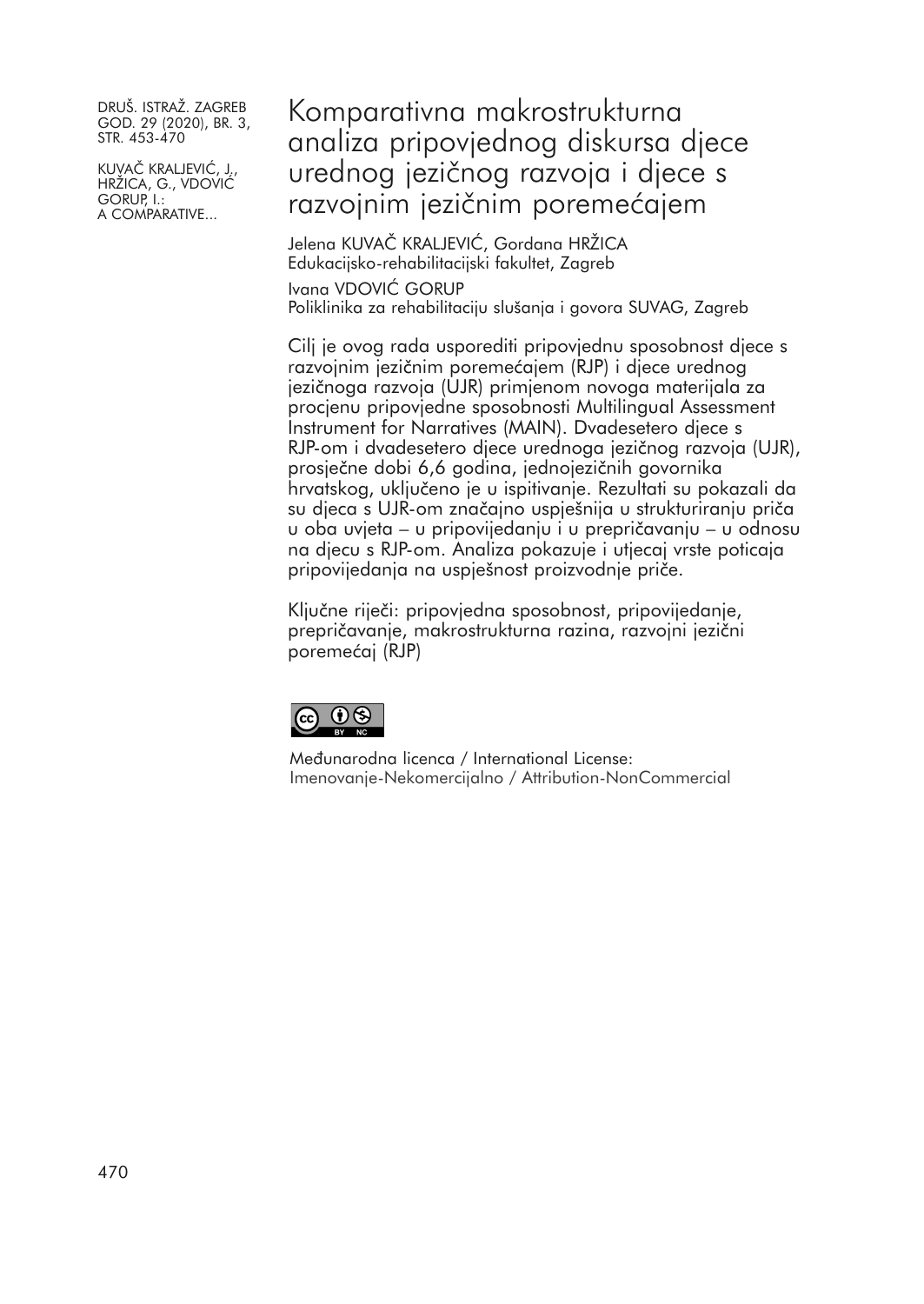# Komparativna makrostrukturna analiza pripovjednog diskursa djece urednog jezičnog razvoja i djece s razvojnim jezičnim poremećajem

Jelena KUVAČ KRALJEVIĆ, Gordana HRŽICA
Edukacijsko-rehabilitacijski fakultet, Zagreb

Ivana VDOVIĆ GORUP
Poliklinika za rehabilitaciju slušanja i govora SUVAG, Zagreb

Cilj je ovog rada usporediti pripovjednu sposobnost djece s razvojnim jezičnim poremećajem (RJP) i djece urednog jezičnoga razvoja (UJR) primjenom novoga materijala za procjenu pripovjedne sposobnosti Multilingual Assessment Instrument for Narratives (MAIN). Dvadesetero djece s RJP-om i dvadesetero djece urednoga jezičnog razvoja (UJR), prosječne dobi 6,6 godina, jednojezičnih govornika hrvatskog, uključeno je u ispitivanje. Rezultati su pokazali da su djeca s UJR-om značajno uspješnija u strukturiranju priča u oba uvjeta – u pripovijedanju i u prepričavanju – u odnosu na djecu s RJP-om. Analiza pokazuje i utjecaj vrste poticaja pripovijedanja na uspješnost proizvodnje priče.

Ključne riječi: pripovjedna sposobnost, pripovijedanje, prepričavanje, makrostrukturna razina, razvojni jezični poremećaj (RJP)

Međunarodna licenca / International License:
Imenovanje-Nekomercijalno / Attribution-NonCommercial